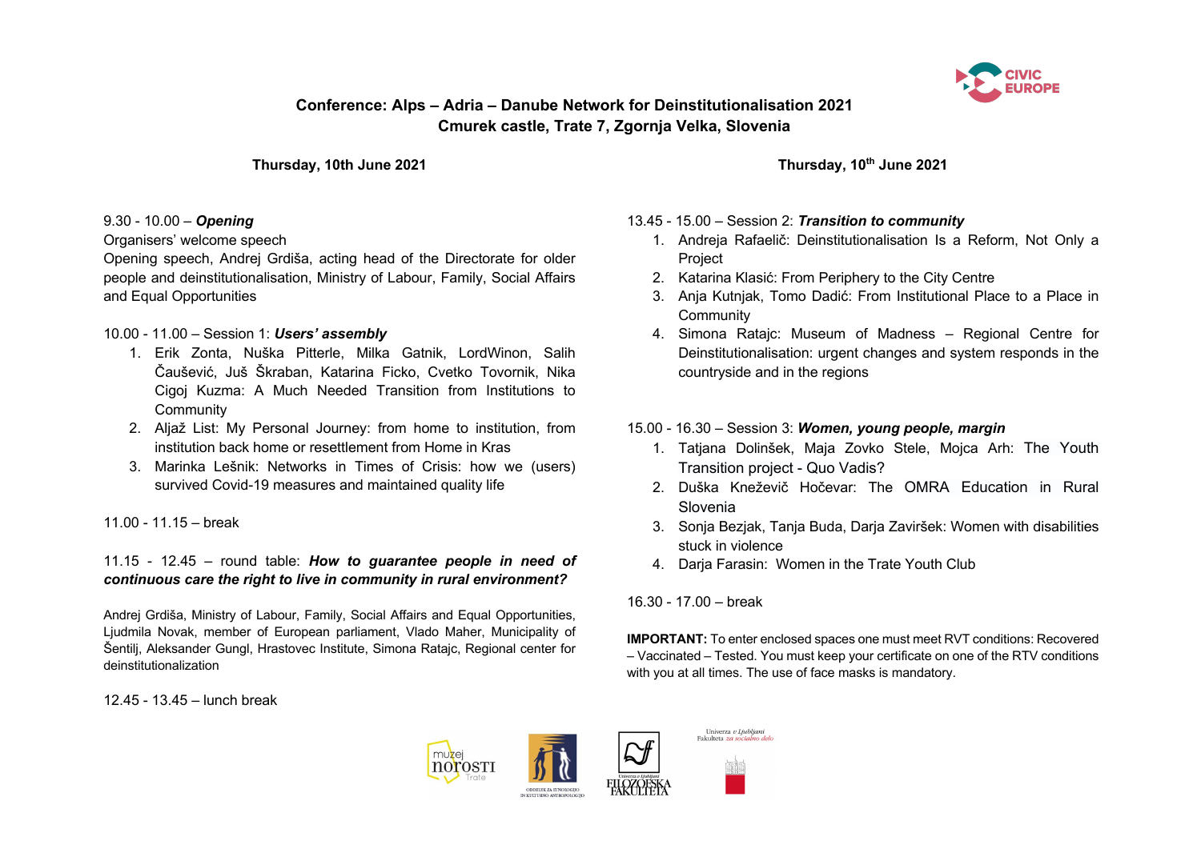# Conference: Alps – Adria – Danube Network for Deinstitutionalisation 2021

## Cmurek castle, Trate 7, Zgornja Velka, Slovenia

### Thursday, 10th June 2021

9.30 - 10.00 – ***Opening***

Organisers' welcome speech

Opening speech, Andrej Grdiša, acting head of the Directorate for older people and deinstitutionalisation, Ministry of Labour, Family, Social Affairs and Equal Opportunities

10.00 - 11.00 – Session 1: ***Users' assembly***

1. Erik Zonta, Nuška Pitterle, Milka Gatnik, LordWinon, Salih Čaušević, Juš Škraban, Katarina Ficko, Cvetko Tovornik, Nika Cigoj Kuzma: A Much Needed Transition from Institutions to Community
2. Aljaž List: My Personal Journey: from home to institution, from institution back home or resettlement from Home in Kras
3. Marinka Lešnik: Networks in Times of Crisis: how we (users) survived Covid-19 measures and maintained quality life

11.00 - 11.15 – break

11.15 - 12.45 – round table: ***How to guarantee people in need of continuous care the right to live in community in rural environment?***

Andrej Grdiša, Ministry of Labour, Family, Social Affairs and Equal Opportunities, Ljudmila Novak, member of European parliament, Vlado Maher, Municipality of Šentilj, Aleksander Gungl, Hrastovec Institute, Simona Ratajc, Regional center for deinstitutionalization

12.45 - 13.45 – lunch break

### Thursday, 10th June 2021

13.45 - 15.00 – Session 2: ***Transition to community***

1. Andreja Rafaelič: Deinstitutionalisation Is a Reform, Not Only a Project
2. Katarina Klasić: From Periphery to the City Centre
3. Anja Kutnjak, Tomo Dadić: From Institutional Place to a Place in Community
4. Simona Ratajc: Museum of Madness – Regional Centre for Deinstitutionalisation: urgent changes and system responds in the countryside and in the regions

15.00 - 16.30 – Session 3: ***Women, young people, margin***

1. Tatjana Dolinšek, Maja Zovko Stele, Mojca Arh: The Youth Transition project - Quo Vadis?
2. Duška Kneževič Hočevar: The OMRA Education in Rural Slovenia
3. Sonja Bezjak, Tanja Buda, Darja Zaviršek: Women with disabilities stuck in violence
4. Darja Farasin: Women in the Trate Youth Club

16.30 - 17.00 – break

**IMPORTANT:** To enter enclosed spaces one must meet RVT conditions: Recovered – Vaccinated – Tested. You must keep your certificate on one of the RTV conditions with you at all times. The use of face masks is mandatory.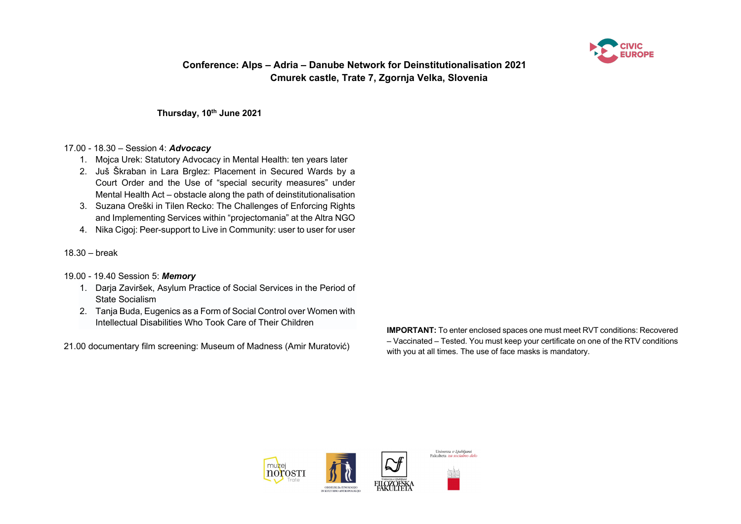**Conference: Alps – Adria – Danube Network for Deinstitutionalisation 2021**
**Cmurek castle, Trate 7, Zgornja Velka, Slovenia**

**Thursday, 10th June 2021**

17.00 - 18.30 – Session 4: ***Advocacy***

1. Mojca Urek: Statutory Advocacy in Mental Health: ten years later
2. Juš Škraban in Lara Brglez: Placement in Secured Wards by a Court Order and the Use of "special security measures" under Mental Health Act – obstacle along the path of deinstitutionalisation
3. Suzana Oreški in Tilen Recko: The Challenges of Enforcing Rights and Implementing Services within "projectomania" at the Altra NGO
4. Nika Cigoj: Peer-support to Live in Community: user to user for user

18.30 – break

19.00 - 19.40 Session 5: ***Memory***

1. Darja Zaviršek, Asylum Practice of Social Services in the Period of State Socialism
2. Tanja Buda, Eugenics as a Form of Social Control over Women with Intellectual Disabilities Who Took Care of Their Children

21.00 documentary film screening: Museum of Madness (Amir Muratović)

**IMPORTANT:** To enter enclosed spaces one must meet RVT conditions: Recovered – Vaccinated – Tested. You must keep your certificate on one of the RTV conditions with you at all times. The use of face masks is mandatory.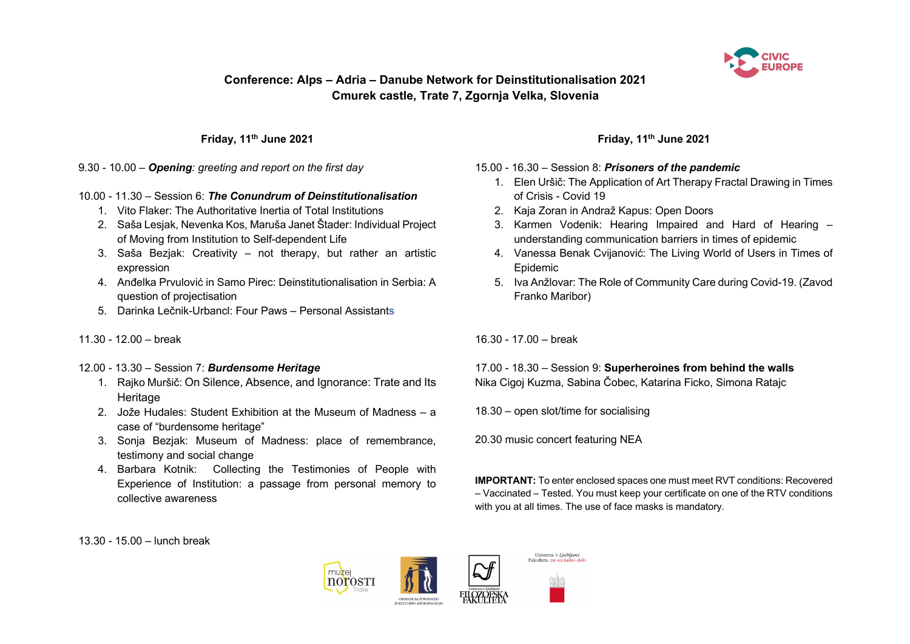**Conference: Alps – Adria – Danube Network for Deinstitutionalisation 2021**
**Cmurek castle, Trate 7, Zgornja Velka, Slovenia**

**Friday, 11th June 2021**

9.30 - 10.00 – ***Opening****: greeting and report on the first day*

10.00 - 11.30 – Session 6: ***The Conundrum of Deinstitutionalisation***

1. Vito Flaker: The Authoritative Inertia of Total Institutions
2. Saša Lesjak, Nevenka Kos, Maruša Janet Štader: Individual Project of Moving from Institution to Self-dependent Life
3. Saša Bezjak: Creativity – not therapy, but rather an artistic expression
4. Anđelka Prvulović in Samo Pirec: Deinstitutionalisation in Serbia: A question of projectisation
5. Darinka Lečnik-Urbancl: Four Paws – Personal Assistants

11.30 - 12.00 – break

12.00 - 13.30 – Session 7: ***Burdensome Heritage***

1. Rajko Muršič: On Silence, Absence, and Ignorance: Trate and Its Heritage
2. Jože Hudales: Student Exhibition at the Museum of Madness – a case of "burdensome heritage"
3. Sonja Bezjak: Museum of Madness: place of remembrance, testimony and social change
4. Barbara Kotnik: Collecting the Testimonies of People with Experience of Institution: a passage from personal memory to collective awareness

13.30 - 15.00 – lunch break

**Friday, 11th June 2021**

15.00 - 16.30 – Session 8: ***Prisoners of the pandemic***

1. Elen Uršič: The Application of Art Therapy Fractal Drawing in Times of Crisis - Covid 19
2. Kaja Zoran in Andraž Kapus: Open Doors
3. Karmen Vodenik: Hearing Impaired and Hard of Hearing – understanding communication barriers in times of epidemic
4. Vanessa Benak Cvijanović: The Living World of Users in Times of Epidemic
5. Iva Anžlovar: The Role of Community Care during Covid-19. (Zavod Franko Maribor)

16.30 - 17.00 – break

17.00 - 18.30 – Session 9: **Superheroines from behind the walls**
Nika Cigoj Kuzma, Sabina Čobec, Katarina Ficko, Simona Ratajc

18.30 – open slot/time for socialising

20.30 music concert featuring NEA

**IMPORTANT:** To enter enclosed spaces one must meet RVT conditions: Recovered – Vaccinated – Tested. You must keep your certificate on one of the RTV conditions with you at all times. The use of face masks is mandatory.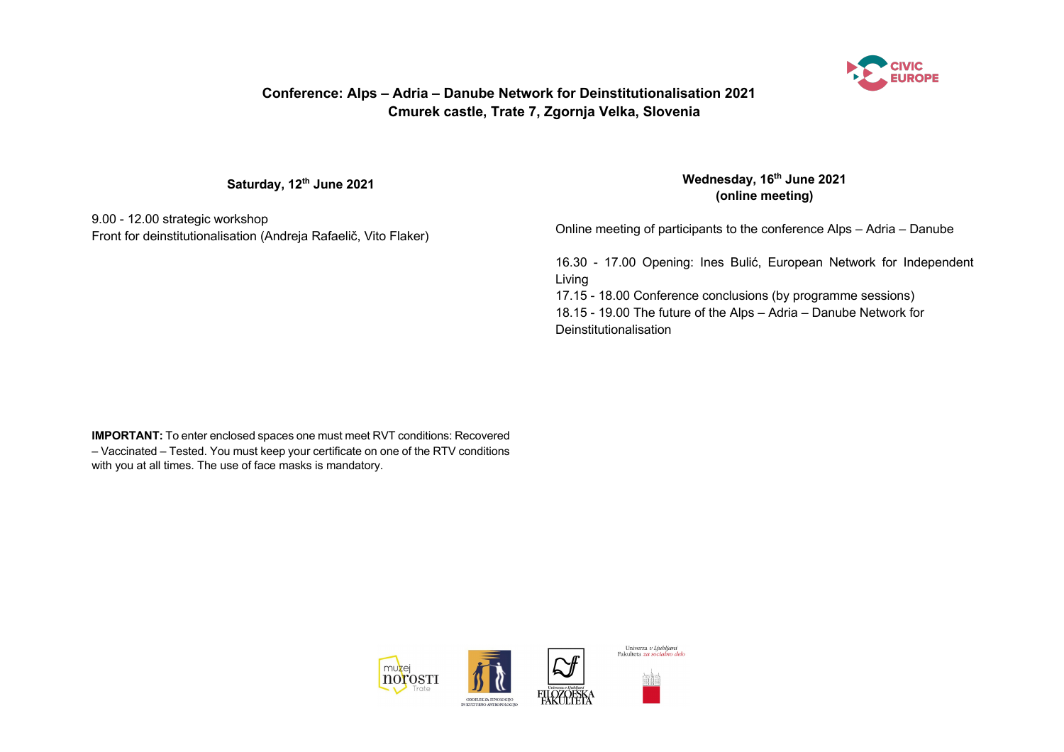**Conference: Alps – Adria – Danube Network for Deinstitutionalisation 2021**
**Cmurek castle, Trate 7, Zgornja Velka, Slovenia**

### Saturday, 12th June 2021

9.00 - 12.00 strategic workshop
Front for deinstitutionalisation (Andreja Rafaelič, Vito Flaker)

### Wednesday, 16th June 2021 (online meeting)

Online meeting of participants to the conference Alps – Adria – Danube

16.30 - 17.00 Opening: Ines Bulić, European Network for Independent Living
17.15 - 18.00 Conference conclusions (by programme sessions)
18.15 - 19.00 The future of the Alps – Adria – Danube Network for Deinstitutionalisation

**IMPORTANT:** To enter enclosed spaces one must meet RVT conditions: Recovered – Vaccinated – Tested. You must keep your certificate on one of the RTV conditions with you at all times. The use of face masks is mandatory.